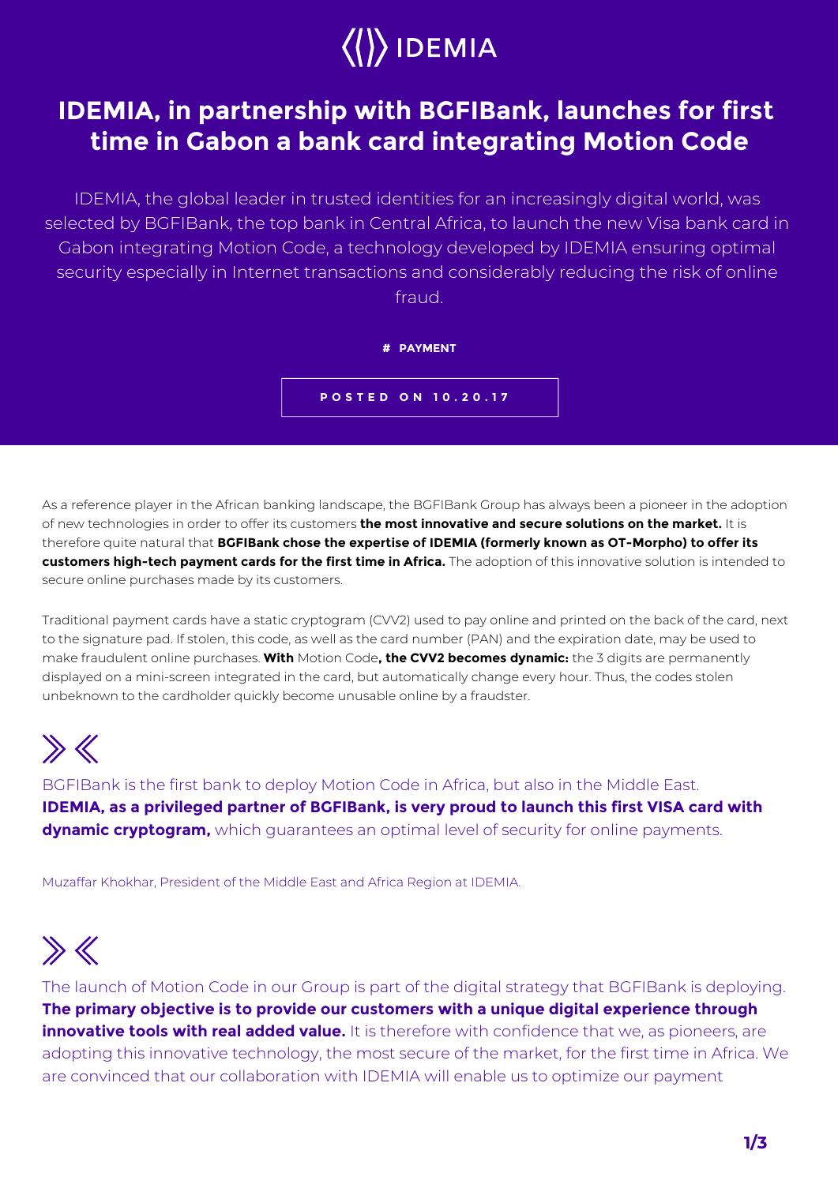IDEMIA

# IDEMIA, in partnership with BGFIBank, launches for first time in Gabon a bank card integrating Motion Code

IDEMIA, the global leader in trusted identities for an increasingly digital world, was selected by BGFIBank, the top bank in Central Africa, to launch the new Visa bank card in Gabon integrating Motion Code, a technology developed by IDEMIA ensuring optimal security especially in Internet transactions and considerably reducing the risk of online fraud.

**# PAYMENT**

**POSTED ON 10.20.17**

As a reference player in the African banking landscape, the BGFIBank Group has always been a pioneer in the adoption of new technologies in order to offer its customers **the most innovative and secure solutions on the market.** It is therefore quite natural that **BGFIBank chose the expertise of IDEMIA (formerly known as OT-Morpho) to offer its customers high-tech payment cards for the first time in Africa.** The adoption of this innovative solution is intended to secure online purchases made by its customers.

Traditional payment cards have a static cryptogram (CVV2) used to pay online and printed on the back of the card, next to the signature pad. If stolen, this code, as well as the card number (PAN) and the expiration date, may be used to make fraudulent online purchases. **With** Motion Code**, the CVV2 becomes dynamic:** the 3 digits are permanently displayed on a mini-screen integrated in the card, but automatically change every hour. Thus, the codes stolen unbeknown to the cardholder quickly become unusable online by a fraudster.

> BGFIBank is the first bank to deploy Motion Code in Africa, but also in the Middle East. **IDEMIA, as a privileged partner of BGFIBank, is very proud to launch this first VISA card with dynamic cryptogram,** which guarantees an optimal level of security for online payments.
>
> Muzaffar Khokhar, President of the Middle East and Africa Region at IDEMIA.

> The launch of Motion Code in our Group is part of the digital strategy that BGFIBank is deploying. **The primary objective is to provide our customers with a unique digital experience through innovative tools with real added value.** It is therefore with confidence that we, as pioneers, are adopting this innovative technology, the most secure of the market, for the first time in Africa. We are convinced that our collaboration with IDEMIA will enable us to optimize our payment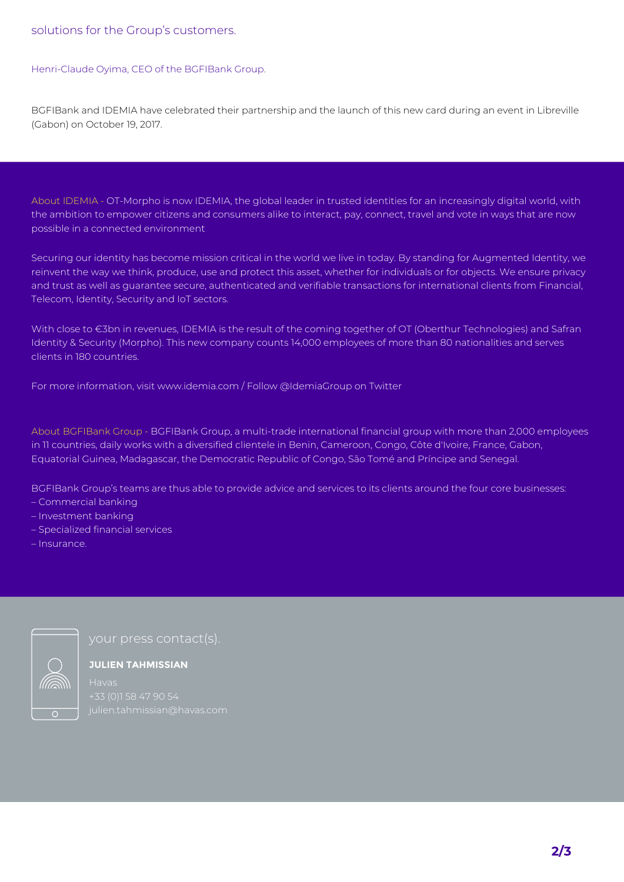solutions for the Group's customers.

Henri-Claude Oyima, CEO of the BGFIBank Group.

BGFIBank and IDEMIA have celebrated their partnership and the launch of this new card during an event in Libreville (Gabon) on October 19, 2017.

About IDEMIA - OT-Morpho is now IDEMIA, the global leader in trusted identities for an increasingly digital world, with the ambition to empower citizens and consumers alike to interact, pay, connect, travel and vote in ways that are now possible in a connected environment

Securing our identity has become mission critical in the world we live in today. By standing for Augmented Identity, we reinvent the way we think, produce, use and protect this asset, whether for individuals or for objects. We ensure privacy and trust as well as guarantee secure, authenticated and verifiable transactions for international clients from Financial, Telecom, Identity, Security and IoT sectors.

With close to €3bn in revenues, IDEMIA is the result of the coming together of OT (Oberthur Technologies) and Safran Identity & Security (Morpho). This new company counts 14,000 employees of more than 80 nationalities and serves clients in 180 countries.

For more information, visit www.idemia.com / Follow @IdemiaGroup on Twitter

About BGFIBank Group - BGFIBank Group, a multi-trade international financial group with more than 2,000 employees in 11 countries, daily works with a diversified clientele in Benin, Cameroon, Congo, Côte d'Ivoire, France, Gabon, Equatorial Guinea, Madagascar, the Democratic Republic of Congo, São Tomé and Príncipe and Senegal.

BGFIBank Group's teams are thus able to provide advice and services to its clients around the four core businesses:

– Commercial banking
– Investment banking
– Specialized financial services
– Insurance.

your press contact(s).

**JULIEN TAHMISSIAN**

Havas
+33 (0)1 58 47 90 54
julien.tahmissian@havas.com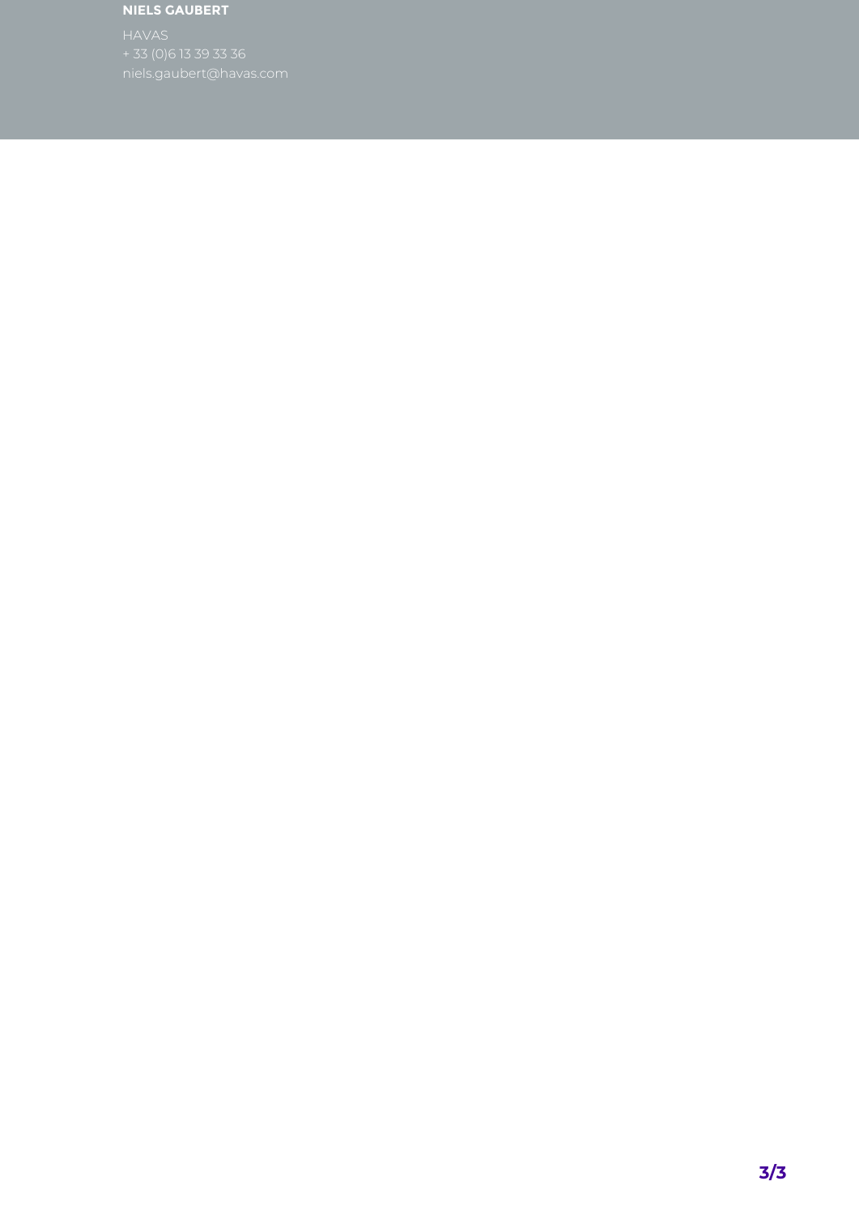**NIELS GAUBERT**

HAVAS
+ 33 (0)6 13 39 33 36
niels.gaubert@havas.com